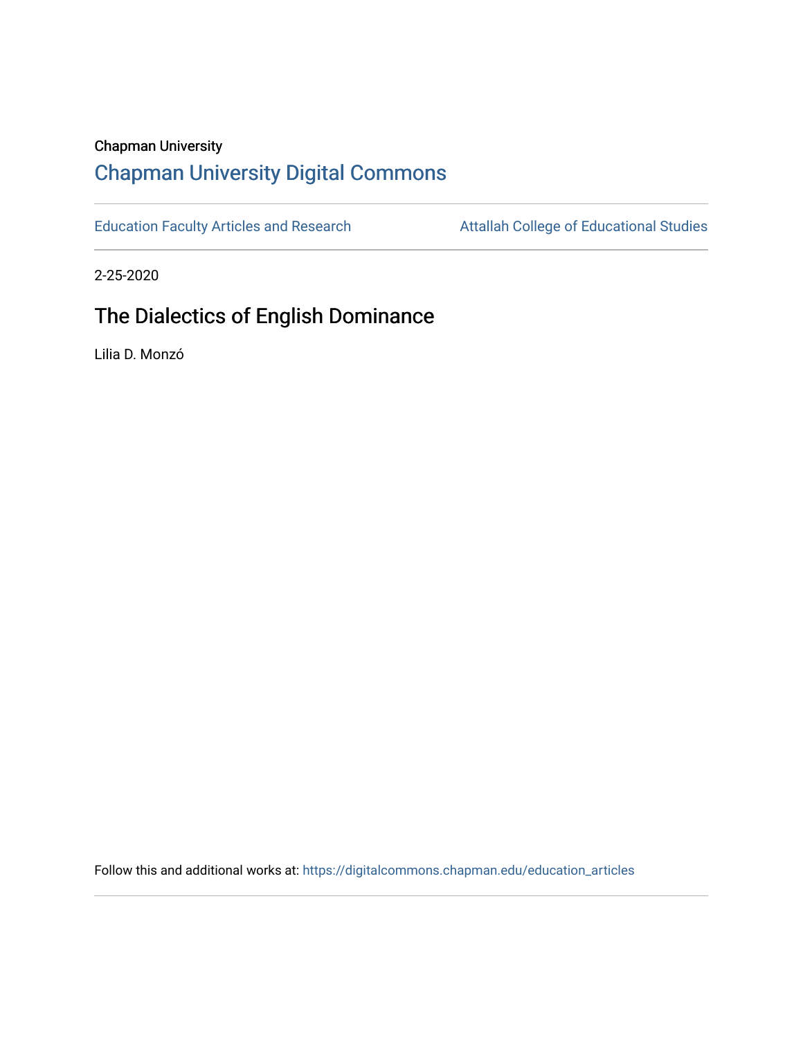Chapman University

## Chapman University Digital Commons

Education Faculty Articles and Research

Attallah College of Educational Studies

2-25-2020

# The Dialectics of English Dominance

Lilia D. Monzó

Follow this and additional works at: https://digitalcommons.chapman.edu/education_articles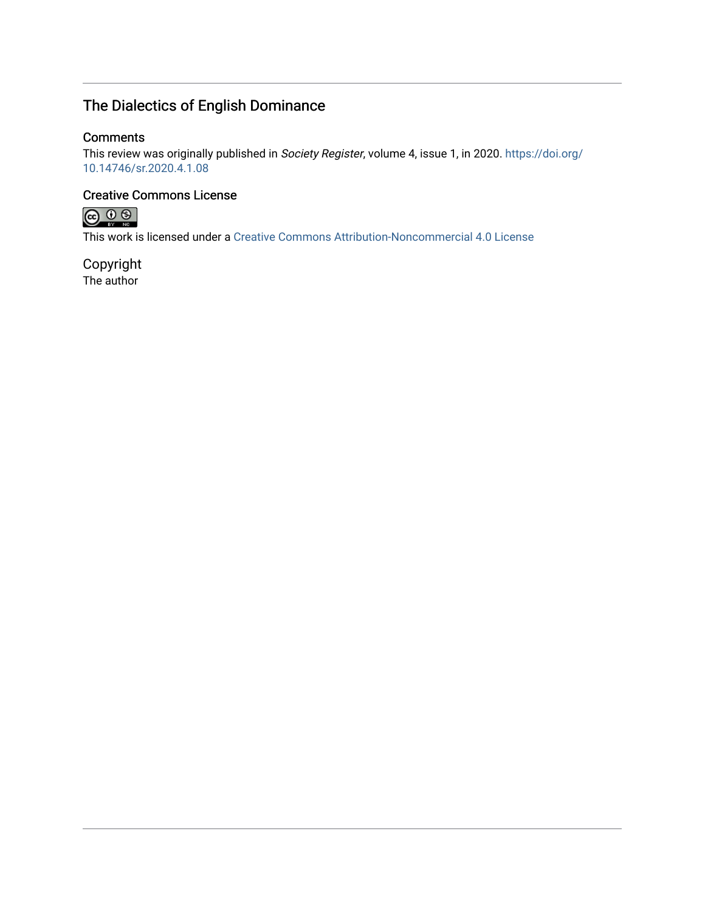# The Dialectics of English Dominance

## Comments

This review was originally published in *Society Register*, volume 4, issue 1, in 2020. https://doi.org/10.14746/sr.2020.4.1.08

## Creative Commons License

This work is licensed under a Creative Commons Attribution-Noncommercial 4.0 License

## Copyright

The author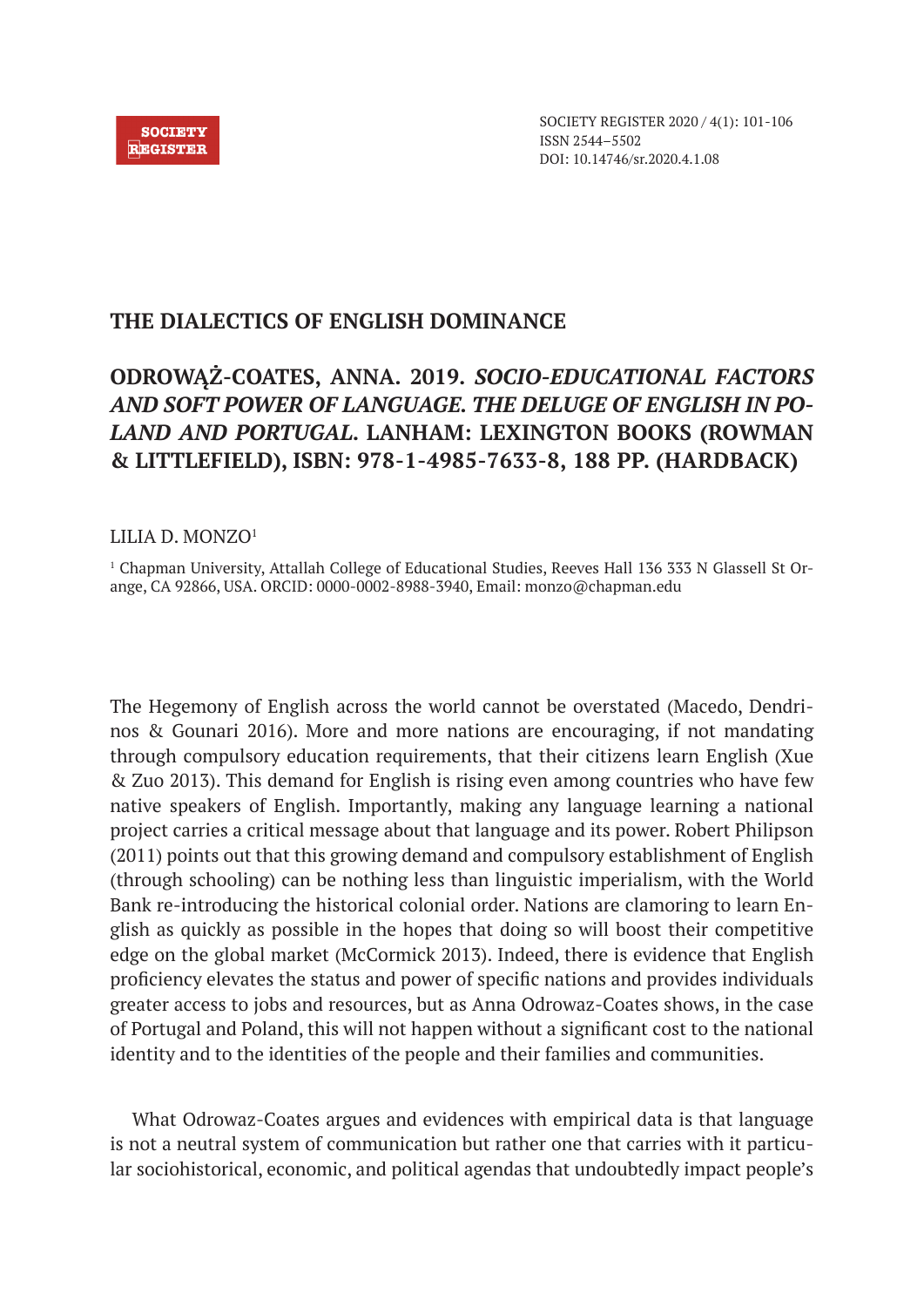# THE DIALECTICS OF ENGLISH DOMINANCE

## ODROWĄŻ-COATES, ANNA. 2019. *SOCIO-EDUCATIONAL FACTORS AND SOFT POWER OF LANGUAGE. THE DELUGE OF ENGLISH IN POLAND AND PORTUGAL*. LANHAM: LEXINGTON BOOKS (ROWMAN & LITTLEFIELD), ISBN: 978-1-4985-7633-8, 188 PP. (HARDBACK)

LILIA D. MONZO[1]

[1] Chapman University, Attallah College of Educational Studies, Reeves Hall 136 333 N Glassell St Orange, CA 92866, USA. ORCID: 0000-0002-8988-3940, Email: monzo@chapman.edu

The Hegemony of English across the world cannot be overstated (Macedo, Dendrinos & Gounari 2016). More and more nations are encouraging, if not mandating through compulsory education requirements, that their citizens learn English (Xue & Zuo 2013). This demand for English is rising even among countries who have few native speakers of English. Importantly, making any language learning a national project carries a critical message about that language and its power. Robert Philipson (2011) points out that this growing demand and compulsory establishment of English (through schooling) can be nothing less than linguistic imperialism, with the World Bank re-introducing the historical colonial order. Nations are clamoring to learn English as quickly as possible in the hopes that doing so will boost their competitive edge on the global market (McCormick 2013). Indeed, there is evidence that English proficiency elevates the status and power of specific nations and provides individuals greater access to jobs and resources, but as Anna Odrowaz-Coates shows, in the case of Portugal and Poland, this will not happen without a significant cost to the national identity and to the identities of the people and their families and communities.

What Odrowaz-Coates argues and evidences with empirical data is that language is not a neutral system of communication but rather one that carries with it particular sociohistorical, economic, and political agendas that undoubtedly impact people's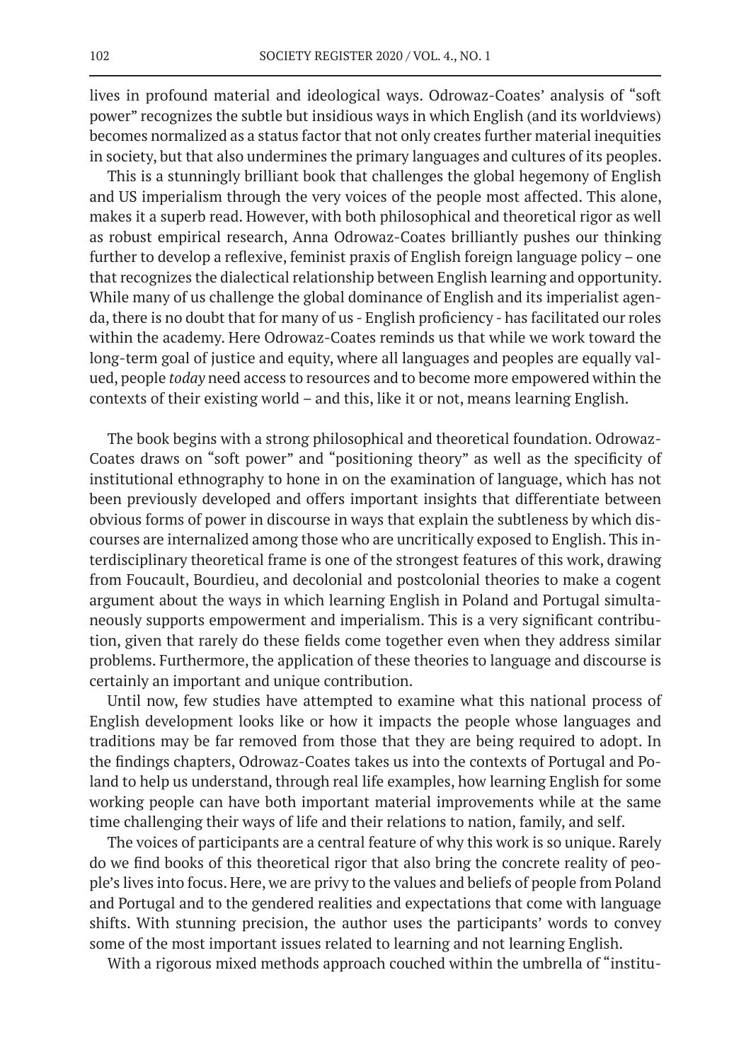lives in profound material and ideological ways. Odrowaz-Coates' analysis of "soft power" recognizes the subtle but insidious ways in which English (and its worldviews) becomes normalized as a status factor that not only creates further material inequities in society, but that also undermines the primary languages and cultures of its peoples.

This is a stunningly brilliant book that challenges the global hegemony of English and US imperialism through the very voices of the people most affected. This alone, makes it a superb read. However, with both philosophical and theoretical rigor as well as robust empirical research, Anna Odrowaz-Coates brilliantly pushes our thinking further to develop a reflexive, feminist praxis of English foreign language policy – one that recognizes the dialectical relationship between English learning and opportunity. While many of us challenge the global dominance of English and its imperialist agenda, there is no doubt that for many of us - English proficiency - has facilitated our roles within the academy. Here Odrowaz-Coates reminds us that while we work toward the long-term goal of justice and equity, where all languages and peoples are equally valued, people *today* need access to resources and to become more empowered within the contexts of their existing world – and this, like it or not, means learning English.

The book begins with a strong philosophical and theoretical foundation. Odrowaz-Coates draws on "soft power" and "positioning theory" as well as the specificity of institutional ethnography to hone in on the examination of language, which has not been previously developed and offers important insights that differentiate between obvious forms of power in discourse in ways that explain the subtleness by which discourses are internalized among those who are uncritically exposed to English. This interdisciplinary theoretical frame is one of the strongest features of this work, drawing from Foucault, Bourdieu, and decolonial and postcolonial theories to make a cogent argument about the ways in which learning English in Poland and Portugal simultaneously supports empowerment and imperialism. This is a very significant contribution, given that rarely do these fields come together even when they address similar problems. Furthermore, the application of these theories to language and discourse is certainly an important and unique contribution.

Until now, few studies have attempted to examine what this national process of English development looks like or how it impacts the people whose languages and traditions may be far removed from those that they are being required to adopt. In the findings chapters, Odrowaz-Coates takes us into the contexts of Portugal and Poland to help us understand, through real life examples, how learning English for some working people can have both important material improvements while at the same time challenging their ways of life and their relations to nation, family, and self.

The voices of participants are a central feature of why this work is so unique. Rarely do we find books of this theoretical rigor that also bring the concrete reality of people's lives into focus. Here, we are privy to the values and beliefs of people from Poland and Portugal and to the gendered realities and expectations that come with language shifts. With stunning precision, the author uses the participants' words to convey some of the most important issues related to learning and not learning English.

With a rigorous mixed methods approach couched within the umbrella of "institu-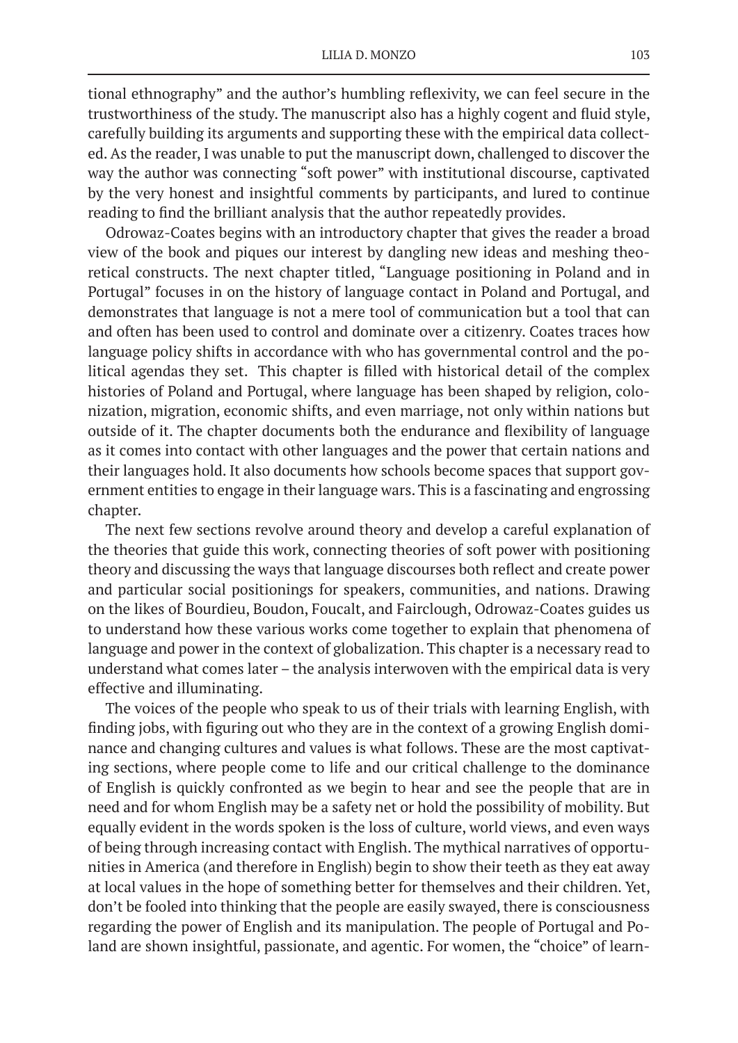tional ethnography" and the author's humbling reflexivity, we can feel secure in the trustworthiness of the study. The manuscript also has a highly cogent and fluid style, carefully building its arguments and supporting these with the empirical data collected. As the reader, I was unable to put the manuscript down, challenged to discover the way the author was connecting "soft power" with institutional discourse, captivated by the very honest and insightful comments by participants, and lured to continue reading to find the brilliant analysis that the author repeatedly provides.

Odrowaz-Coates begins with an introductory chapter that gives the reader a broad view of the book and piques our interest by dangling new ideas and meshing theoretical constructs. The next chapter titled, "Language positioning in Poland and in Portugal" focuses in on the history of language contact in Poland and Portugal, and demonstrates that language is not a mere tool of communication but a tool that can and often has been used to control and dominate over a citizenry. Coates traces how language policy shifts in accordance with who has governmental control and the political agendas they set. This chapter is filled with historical detail of the complex histories of Poland and Portugal, where language has been shaped by religion, colonization, migration, economic shifts, and even marriage, not only within nations but outside of it. The chapter documents both the endurance and flexibility of language as it comes into contact with other languages and the power that certain nations and their languages hold. It also documents how schools become spaces that support government entities to engage in their language wars. This is a fascinating and engrossing chapter.

The next few sections revolve around theory and develop a careful explanation of the theories that guide this work, connecting theories of soft power with positioning theory and discussing the ways that language discourses both reflect and create power and particular social positionings for speakers, communities, and nations. Drawing on the likes of Bourdieu, Boudon, Foucalt, and Fairclough, Odrowaz-Coates guides us to understand how these various works come together to explain that phenomena of language and power in the context of globalization. This chapter is a necessary read to understand what comes later – the analysis interwoven with the empirical data is very effective and illuminating.

The voices of the people who speak to us of their trials with learning English, with finding jobs, with figuring out who they are in the context of a growing English dominance and changing cultures and values is what follows. These are the most captivating sections, where people come to life and our critical challenge to the dominance of English is quickly confronted as we begin to hear and see the people that are in need and for whom English may be a safety net or hold the possibility of mobility. But equally evident in the words spoken is the loss of culture, world views, and even ways of being through increasing contact with English. The mythical narratives of opportunities in America (and therefore in English) begin to show their teeth as they eat away at local values in the hope of something better for themselves and their children. Yet, don't be fooled into thinking that the people are easily swayed, there is consciousness regarding the power of English and its manipulation. The people of Portugal and Poland are shown insightful, passionate, and agentic. For women, the "choice" of learn-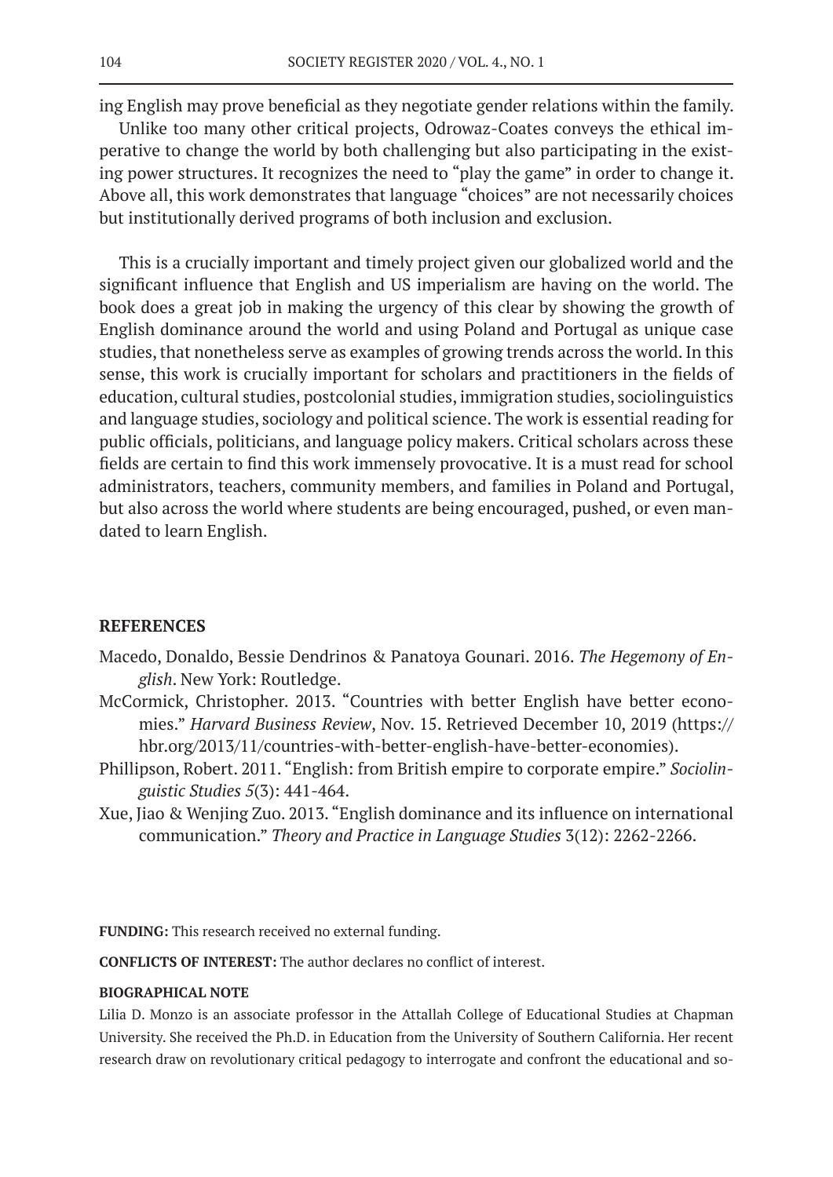ing English may prove beneficial as they negotiate gender relations within the family.

Unlike too many other critical projects, Odrowaz-Coates conveys the ethical imperative to change the world by both challenging but also participating in the existing power structures. It recognizes the need to "play the game" in order to change it. Above all, this work demonstrates that language "choices" are not necessarily choices but institutionally derived programs of both inclusion and exclusion.

This is a crucially important and timely project given our globalized world and the significant influence that English and US imperialism are having on the world. The book does a great job in making the urgency of this clear by showing the growth of English dominance around the world and using Poland and Portugal as unique case studies, that nonetheless serve as examples of growing trends across the world. In this sense, this work is crucially important for scholars and practitioners in the fields of education, cultural studies, postcolonial studies, immigration studies, sociolinguistics and language studies, sociology and political science. The work is essential reading for public officials, politicians, and language policy makers. Critical scholars across these fields are certain to find this work immensely provocative. It is a must read for school administrators, teachers, community members, and families in Poland and Portugal, but also across the world where students are being encouraged, pushed, or even mandated to learn English.

## REFERENCES

Macedo, Donaldo, Bessie Dendrinos & Panatoya Gounari. 2016. *The Hegemony of English*. New York: Routledge.

McCormick, Christopher. 2013. "Countries with better English have better economies." *Harvard Business Review*, Nov. 15. Retrieved December 10, 2019 (https://hbr.org/2013/11/countries-with-better-english-have-better-economies).

Phillipson, Robert. 2011. "English: from British empire to corporate empire." *Sociolinguistic Studies 5*(3): 441-464.

Xue, Jiao & Wenjing Zuo. 2013. "English dominance and its influence on international communication." *Theory and Practice in Language Studies* 3(12): 2262-2266.

**FUNDING:** This research received no external funding.

**CONFLICTS OF INTEREST:** The author declares no conflict of interest.

**BIOGRAPHICAL NOTE**

Lilia D. Monzo is an associate professor in the Attallah College of Educational Studies at Chapman University. She received the Ph.D. in Education from the University of Southern California. Her recent research draw on revolutionary critical pedagogy to interrogate and confront the educational and so-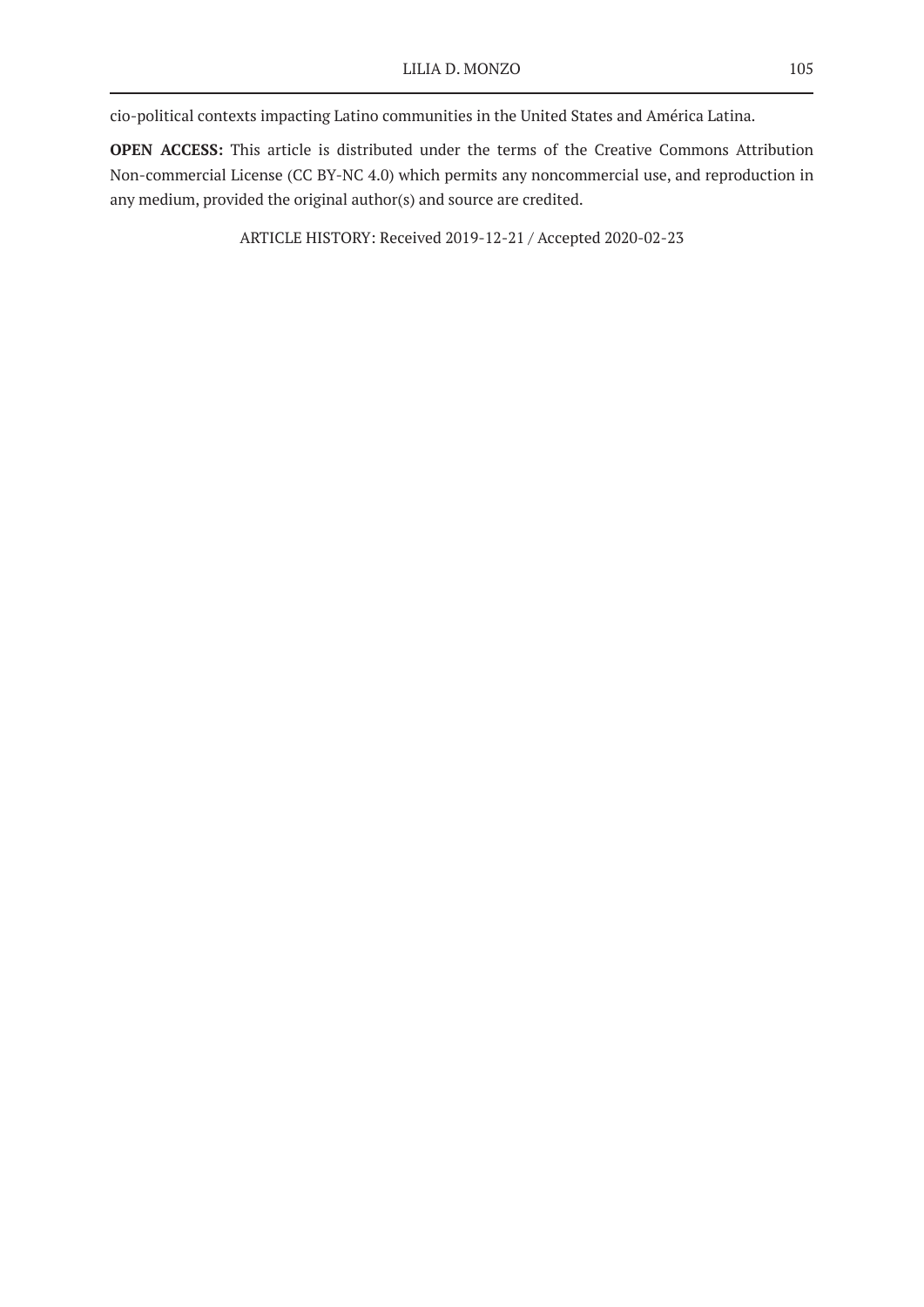cio-political contexts impacting Latino communities in the United States and América Latina.

**OPEN ACCESS:** This article is distributed under the terms of the Creative Commons Attribution Non-commercial License (CC BY-NC 4.0) which permits any noncommercial use, and reproduction in any medium, provided the original author(s) and source are credited.

ARTICLE HISTORY: Received 2019-12-21 / Accepted 2020-02-23